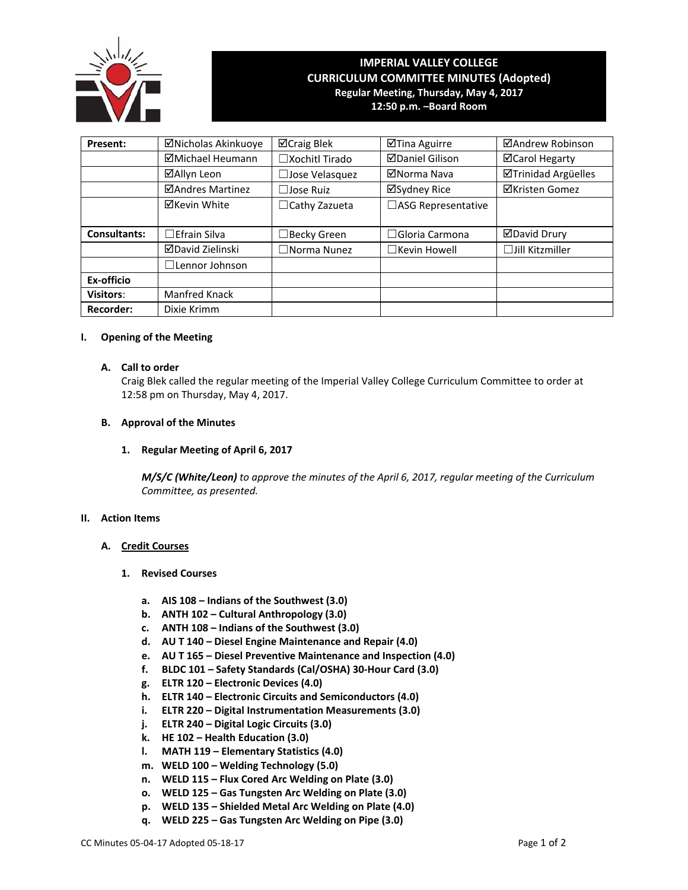# IMPERIAL VALLEY COLLEGE
## CURRICULUM COMMITTEE MINUTES (Adopted)
**Regular Meeting, Thursday, May 4, 2017**
**12:50 p.m. –Board Room**

| | | | | |
|---|---|---|---|---|
| **Present:** | ☑Nicholas Akinkuoye | ☑Craig Blek | ☑Tina Aguirre | ☑Andrew Robinson |
| | ☑Michael Heumann | ☐Xochitl Tirado | ☑Daniel Gilison | ☑Carol Hegarty |
| | ☑Allyn Leon | ☐Jose Velasquez | ☑Norma Nava | ☑Trinidad Argüelles |
| | ☑Andres Martinez | ☐Jose Ruiz | ☑Sydney Rice | ☑Kristen Gomez |
| | ☑Kevin White | ☐Cathy Zazueta | ☐ASG Representative | |
| **Consultants:** | ☐Efrain Silva | ☐Becky Green | ☐Gloria Carmona | ☑David Drury |
| | ☑David Zielinski | ☐Norma Nunez | ☐Kevin Howell | ☐Jill Kitzmiller |
| | ☐Lennor Johnson | | | |
| **Ex-officio** | | | | |
| **Visitors**: | Manfred Knack | | | |
| **Recorder:** | Dixie Krimm | | | |

**I. Opening of the Meeting**

**A. Call to order**

Craig Blek called the regular meeting of the Imperial Valley College Curriculum Committee to order at 12:58 pm on Thursday, May 4, 2017.

**B. Approval of the Minutes**

**1. Regular Meeting of April 6, 2017**

***M/S/C (White/Leon)*** *to approve the minutes of the April 6, 2017, regular meeting of the Curriculum Committee, as presented.*

**II. Action Items**

**A. Credit Courses**

**1. Revised Courses**

- **a. AIS 108 – Indians of the Southwest (3.0)**
- **b. ANTH 102 – Cultural Anthropology (3.0)**
- **c. ANTH 108 – Indians of the Southwest (3.0)**
- **d. AU T 140 – Diesel Engine Maintenance and Repair (4.0)**
- **e. AU T 165 – Diesel Preventive Maintenance and Inspection (4.0)**
- **f. BLDC 101 – Safety Standards (Cal/OSHA) 30-Hour Card (3.0)**
- **g. ELTR 120 – Electronic Devices (4.0)**
- **h. ELTR 140 – Electronic Circuits and Semiconductors (4.0)**
- **i. ELTR 220 – Digital Instrumentation Measurements (3.0)**
- **j. ELTR 240 – Digital Logic Circuits (3.0)**
- **k. HE 102 – Health Education (3.0)**
- **l. MATH 119 – Elementary Statistics (4.0)**
- **m. WELD 100 – Welding Technology (5.0)**
- **n. WELD 115 – Flux Cored Arc Welding on Plate (3.0)**
- **o. WELD 125 – Gas Tungsten Arc Welding on Plate (3.0)**
- **p. WELD 135 – Shielded Metal Arc Welding on Plate (4.0)**
- **q. WELD 225 – Gas Tungsten Arc Welding on Pipe (3.0)**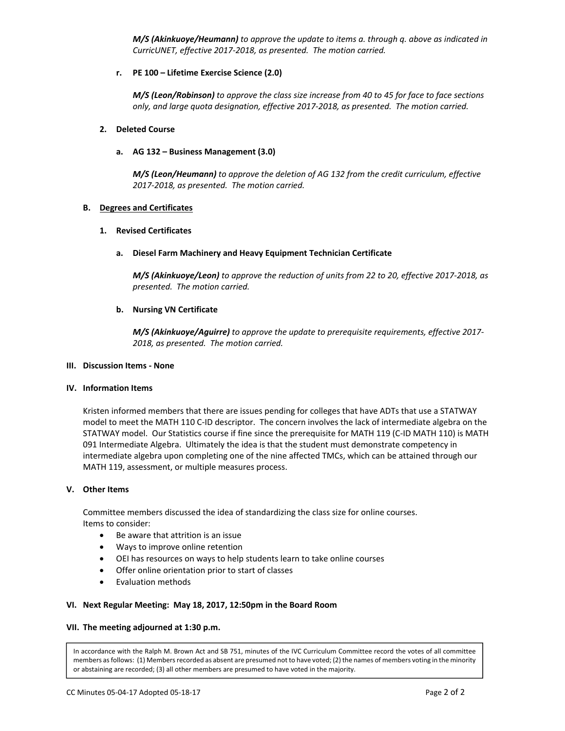***M/S (Akinkuoye/Heumann)*** *to approve the update to items a. through q. above as indicated in CurricUNET, effective 2017-2018, as presented. The motion carried.*

**r. PE 100 – Lifetime Exercise Science (2.0)**

***M/S (Leon/Robinson)*** *to approve the class size increase from 40 to 45 for face to face sections only, and large quota designation, effective 2017-2018, as presented. The motion carried.*

**2. Deleted Course**

**a. AG 132 – Business Management (3.0)**

***M/S (Leon/Heumann)*** *to approve the deletion of AG 132 from the credit curriculum, effective 2017-2018, as presented. The motion carried.*

**B. Degrees and Certificates**

**1. Revised Certificates**

**a. Diesel Farm Machinery and Heavy Equipment Technician Certificate**

***M/S (Akinkuoye/Leon)*** *to approve the reduction of units from 22 to 20, effective 2017-2018, as presented. The motion carried.*

**b. Nursing VN Certificate**

***M/S (Akinkuoye/Aguirre)*** *to approve the update to prerequisite requirements, effective 2017-2018, as presented. The motion carried.*

## III. Discussion Items - None

## IV. Information Items

Kristen informed members that there are issues pending for colleges that have ADTs that use a STATWAY model to meet the MATH 110 C-ID descriptor. The concern involves the lack of intermediate algebra on the STATWAY model. Our Statistics course if fine since the prerequisite for MATH 119 (C-ID MATH 110) is MATH 091 Intermediate Algebra. Ultimately the idea is that the student must demonstrate competency in intermediate algebra upon completing one of the nine affected TMCs, which can be attained through our MATH 119, assessment, or multiple measures process.

## V. Other Items

Committee members discussed the idea of standardizing the class size for online courses.
Items to consider:

- Be aware that attrition is an issue
- Ways to improve online retention
- OEI has resources on ways to help students learn to take online courses
- Offer online orientation prior to start of classes
- Evaluation methods

## VI. Next Regular Meeting: May 18, 2017, 12:50pm in the Board Room

## VII. The meeting adjourned at 1:30 p.m.

In accordance with the Ralph M. Brown Act and SB 751, minutes of the IVC Curriculum Committee record the votes of all committee members as follows: (1) Members recorded as absent are presumed not to have voted; (2) the names of members voting in the minority or abstaining are recorded; (3) all other members are presumed to have voted in the majority.

CC Minutes 05-04-17 Adopted 05-18-17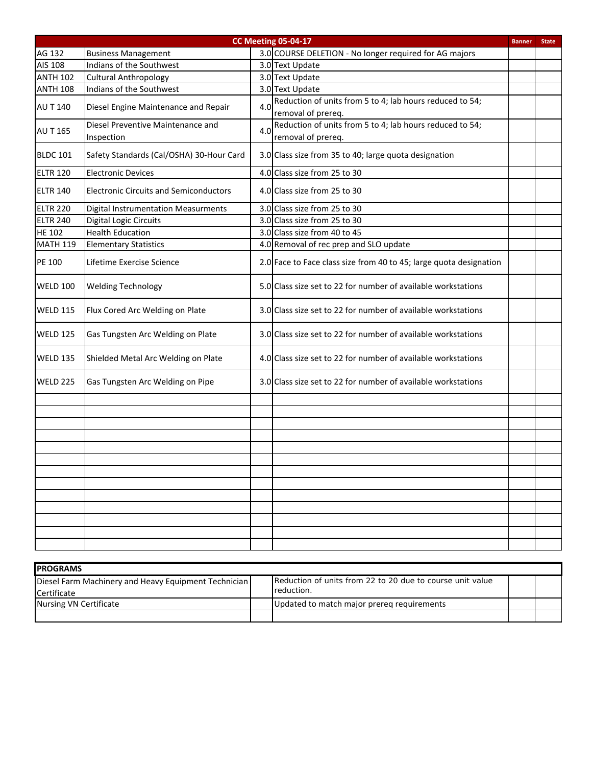| CC Meeting 05-04-17 | | | | Banner | State |
|---|---|---|---|---|---|
| AG 132 | Business Management | 3.0 | COURSE DELETION - No longer required for AG majors | | |
| AIS 108 | Indians of the Southwest | 3.0 | Text Update | | |
| ANTH 102 | Cultural Anthropology | 3.0 | Text Update | | |
| ANTH 108 | Indians of the Southwest | 3.0 | Text Update | | |
| AU T 140 | Diesel Engine Maintenance and Repair | 4.0 | Reduction of units from 5 to 4; lab hours reduced to 54; removal of prereq. | | |
| AU T 165 | Diesel Preventive Maintenance and Inspection | 4.0 | Reduction of units from 5 to 4; lab hours reduced to 54; removal of prereq. | | |
| BLDC 101 | Safety Standards (Cal/OSHA) 30-Hour Card | 3.0 | Class size from 35 to 40; large quota designation | | |
| ELTR 120 | Electronic Devices | 4.0 | Class size from 25 to 30 | | |
| ELTR 140 | Electronic Circuits and Semiconductors | 4.0 | Class size from 25 to 30 | | |
| ELTR 220 | Digital Instrumentation Measurments | 3.0 | Class size from 25 to 30 | | |
| ELTR 240 | Digital Logic Circuits | 3.0 | Class size from 25 to 30 | | |
| HE 102 | Health Education | 3.0 | Class size from 40 to 45 | | |
| MATH 119 | Elementary Statistics | 4.0 | Removal of rec prep and SLO update | | |
| PE 100 | Lifetime Exercise Science | 2.0 | Face to Face class size from 40 to 45; large quota designation | | |
| WELD 100 | Welding Technology | 5.0 | Class size set to 22 for number of available workstations | | |
| WELD 115 | Flux Cored Arc Welding on Plate | 3.0 | Class size set to 22 for number of available workstations | | |
| WELD 125 | Gas Tungsten Arc Welding on Plate | 3.0 | Class size set to 22 for number of available workstations | | |
| WELD 135 | Shielded Metal Arc Welding on Plate | 4.0 | Class size set to 22 for number of available workstations | | |
| WELD 225 | Gas Tungsten Arc Welding on Pipe | 3.0 | Class size set to 22 for number of available workstations | | |

| PROGRAMS | | | | |
|---|---|---|---|---|
| Diesel Farm Machinery and Heavy Equipment Technician Certificate | | Reduction of units from 22 to 20 due to course unit value reduction. | | |
| Nursing VN Certificate | | Updated to match major prereq requirements | | |